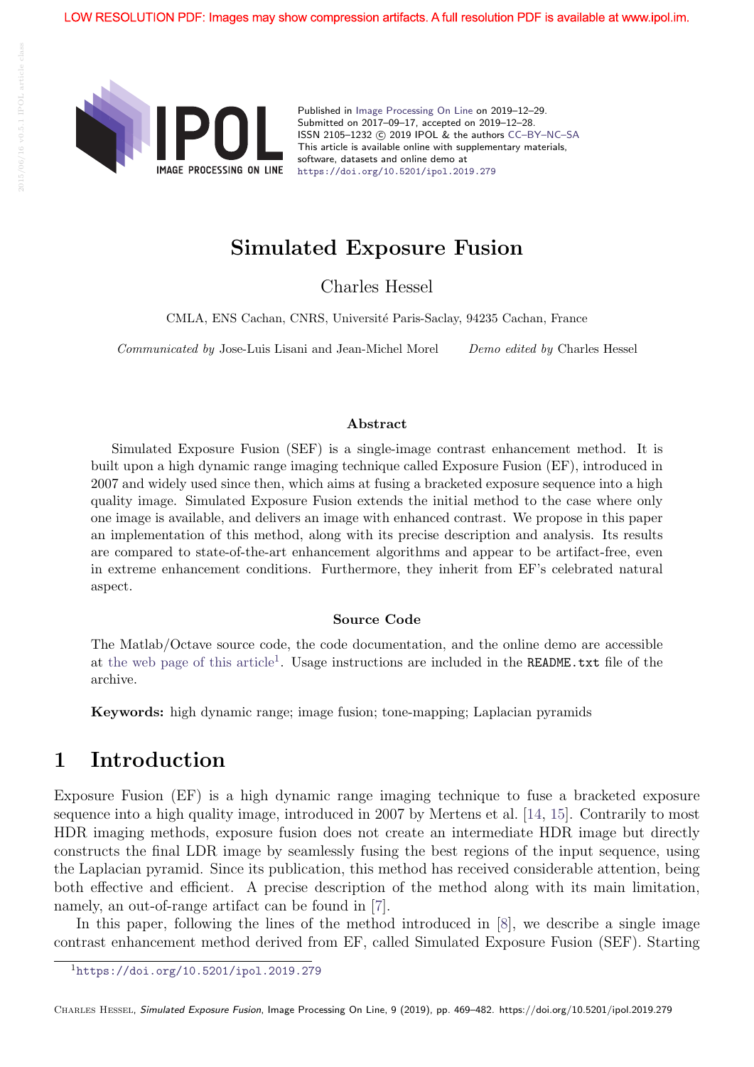LOW RESOLUTION PDF: Images may show compression artifacts. A full resolution PDF is available at www.ipol.im.

Published in Image Processing On Line on 2019–12–29.
Submitted on 2017–09–17, accepted on 2019–12–28.
ISSN 2105–1232 © 2019 IPOL & the authors CC–BY–NC–SA
This article is available online with supplementary materials, software, datasets and online demo at
https://doi.org/10.5201/ipol.2019.279

# Simulated Exposure Fusion

Charles Hessel

CMLA, ENS Cachan, CNRS, Université Paris-Saclay, 94235 Cachan, France

*Communicated by* Jose-Luis Lisani and Jean-Michel Morel *Demo edited by* Charles Hessel

### Abstract

Simulated Exposure Fusion (SEF) is a single-image contrast enhancement method. It is built upon a high dynamic range imaging technique called Exposure Fusion (EF), introduced in 2007 and widely used since then, which aims at fusing a bracketed exposure sequence into a high quality image. Simulated Exposure Fusion extends the initial method to the case where only one image is available, and delivers an image with enhanced contrast. We propose in this paper an implementation of this method, along with its precise description and analysis. Its results are compared to state-of-the-art enhancement algorithms and appear to be artifact-free, even in extreme enhancement conditions. Furthermore, they inherit from EF's celebrated natural aspect.

### Source Code

The Matlab/Octave source code, the code documentation, and the online demo are accessible at the web page of this article[1]. Usage instructions are included in the README.txt file of the archive.

**Keywords:** high dynamic range; image fusion; tone-mapping; Laplacian pyramids

## 1 Introduction

Exposure Fusion (EF) is a high dynamic range imaging technique to fuse a bracketed exposure sequence into a high quality image, introduced in 2007 by Mertens et al. [14, 15]. Contrarily to most HDR imaging methods, exposure fusion does not create an intermediate HDR image but directly constructs the final LDR image by seamlessly fusing the best regions of the input sequence, using the Laplacian pyramid. Since its publication, this method has received considerable attention, being both effective and efficient. A precise description of the method along with its main limitation, namely, an out-of-range artifact can be found in [7].

In this paper, following the lines of the method introduced in [8], we describe a single image contrast enhancement method derived from EF, called Simulated Exposure Fusion (SEF). Starting

[1] https://doi.org/10.5201/ipol.2019.279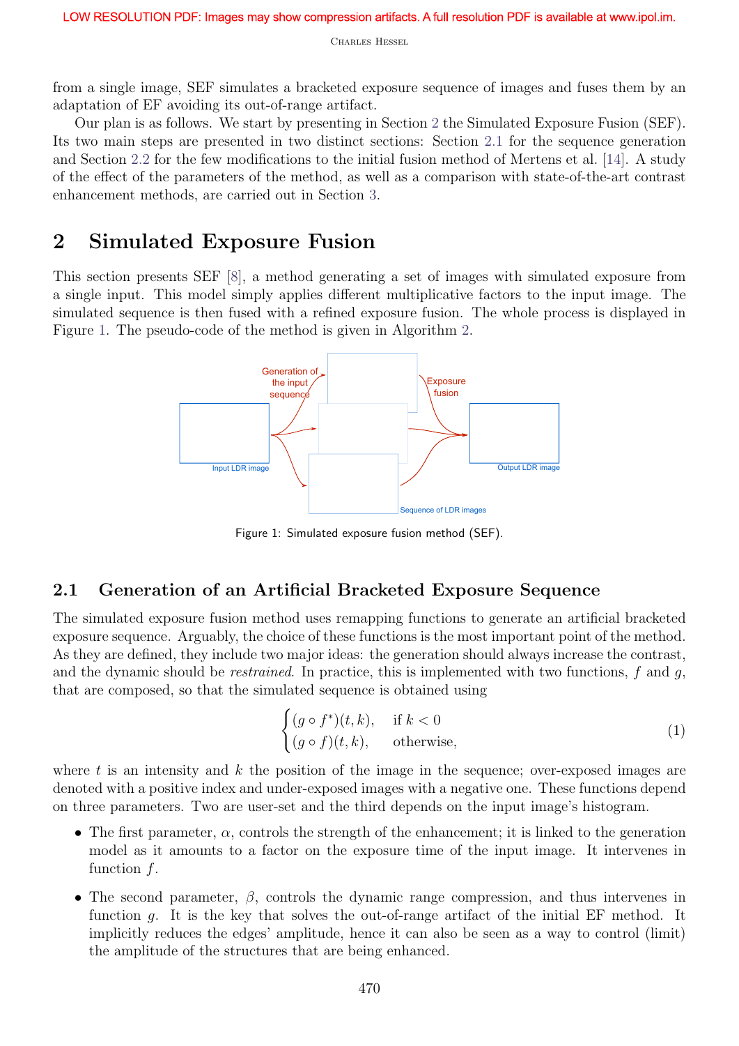from a single image, SEF simulates a bracketed exposure sequence of images and fuses them by an adaptation of EF avoiding its out-of-range artifact.

Our plan is as follows. We start by presenting in Section 2 the Simulated Exposure Fusion (SEF). Its two main steps are presented in two distinct sections: Section 2.1 for the sequence generation and Section 2.2 for the few modifications to the initial fusion method of Mertens et al. [14]. A study of the effect of the parameters of the method, as well as a comparison with state-of-the-art contrast enhancement methods, are carried out in Section 3.

## 2 Simulated Exposure Fusion

This section presents SEF [8], a method generating a set of images with simulated exposure from a single input. This model simply applies different multiplicative factors to the input image. The simulated sequence is then fused with a refined exposure fusion. The whole process is displayed in Figure 1. The pseudo-code of the method is given in Algorithm 2.

Figure 1: Simulated exposure fusion method (SEF).

### 2.1 Generation of an Artificial Bracketed Exposure Sequence

The simulated exposure fusion method uses remapping functions to generate an artificial bracketed exposure sequence. Arguably, the choice of these functions is the most important point of the method. As they are defined, they include two major ideas: the generation should always increase the contrast, and the dynamic should be *restrained*. In practice, this is implemented with two functions, $f$ and $g$, that are composed, so that the simulated sequence is obtained using

$$\begin{cases} (g \circ f^*)(t,k), & \text{if } k < 0 \\ (g \circ f)(t,k), & \text{otherwise,} \end{cases} \tag{1}$$

where $t$ is an intensity and $k$ the position of the image in the sequence; over-exposed images are denoted with a positive index and under-exposed images with a negative one. These functions depend on three parameters. Two are user-set and the third depends on the input image's histogram.

- The first parameter, $\alpha$, controls the strength of the enhancement; it is linked to the generation model as it amounts to a factor on the exposure time of the input image. It intervenes in function $f$.
- The second parameter, $\beta$, controls the dynamic range compression, and thus intervenes in function $g$. It is the key that solves the out-of-range artifact of the initial EF method. It implicitly reduces the edges' amplitude, hence it can also be seen as a way to control (limit) the amplitude of the structures that are being enhanced.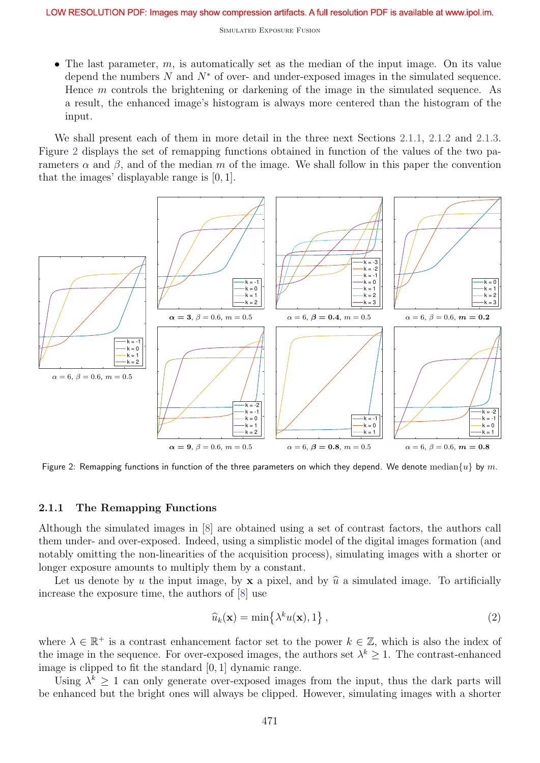- The last parameter, $m$, is automatically set as the median of the input image. On its value depend the numbers $N$ and $N^*$ of over- and under-exposed images in the simulated sequence. Hence $m$ controls the brightening or darkening of the image in the simulated sequence. As a result, the enhanced image's histogram is always more centered than the histogram of the input.

We shall present each of them in more detail in the three next Sections 2.1.1, 2.1.2 and 2.1.3. Figure 2 displays the set of remapping functions obtained in function of the values of the two parameters $\alpha$ and $\beta$, and of the median $m$ of the image. We shall follow in this paper the convention that the images' displayable range is $[0, 1]$.

$\alpha = 6$, $\beta = 0.6$, $m = 0.5$ | $\boldsymbol{\alpha = 3}$, $\beta = 0.6$, $m = 0.5$ | $\alpha = 6$, $\boldsymbol{\beta = 0.4}$, $m = 0.5$ | $\alpha = 6$, $\beta = 0.6$, $\boldsymbol{m = 0.2}$ | $\boldsymbol{\alpha = 9}$, $\beta = 0.6$, $m = 0.5$ | $\alpha = 6$, $\boldsymbol{\beta = 0.8}$, $m = 0.5$ | $\alpha = 6$, $\beta = 0.6$, $\boldsymbol{m = 0.8}$

Figure 2: Remapping functions in function of the three parameters on which they depend. We denote $\text{median}\{u\}$ by $m$.

### 2.1.1 The Remapping Functions

Although the simulated images in [8] are obtained using a set of contrast factors, the authors call them under- and over-exposed. Indeed, using a simplistic model of the digital images formation (and notably omitting the non-linearities of the acquisition process), simulating images with a shorter or longer exposure amounts to multiply them by a constant.

Let us denote by $u$ the input image, by $\mathbf{x}$ a pixel, and by $\widehat{u}$ a simulated image. To artificially increase the exposure time, the authors of [8] use

$$\widehat{u}_k(\mathbf{x}) = \min\{\lambda^k u(\mathbf{x}), 1\}, \tag{2}$$

where $\lambda \in \mathbb{R}^+$ is a contrast enhancement factor set to the power $k \in \mathbb{Z}$, which is also the index of the image in the sequence. For over-exposed images, the authors set $\lambda^k \geq 1$. The contrast-enhanced image is clipped to fit the standard $[0, 1]$ dynamic range.

Using $\lambda^k \geq 1$ can only generate over-exposed images from the input, thus the dark parts will be enhanced but the bright ones will always be clipped. However, simulating images with a shorter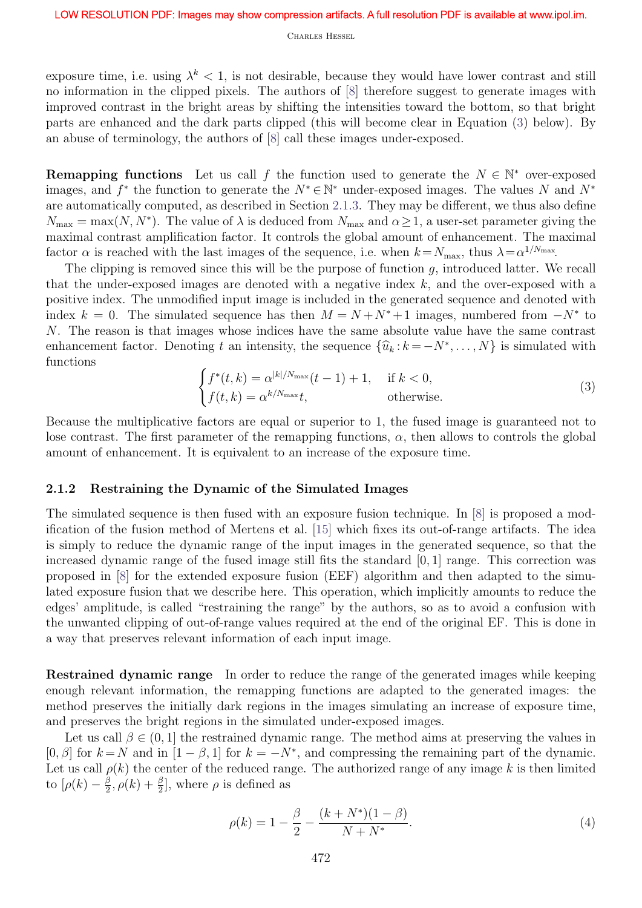exposure time, i.e. using $\lambda^k < 1$, is not desirable, because they would have lower contrast and still no information in the clipped pixels. The authors of [8] therefore suggest to generate images with improved contrast in the bright areas by shifting the intensities toward the bottom, so that bright parts are enhanced and the dark parts clipped (this will become clear in Equation (3) below). By an abuse of terminology, the authors of [8] call these images under-exposed.

**Remapping functions** Let us call $f$ the function used to generate the $N \in \mathbb{N}^*$ over-exposed images, and $f^*$ the function to generate the $N^* \in \mathbb{N}^*$ under-exposed images. The values $N$ and $N^*$ are automatically computed, as described in Section 2.1.3. They may be different, we thus also define $N_{\max} = \max(N, N^*)$. The value of $\lambda$ is deduced from $N_{\max}$ and $\alpha \geq 1$, a user-set parameter giving the maximal contrast amplification factor. It controls the global amount of enhancement. The maximal factor $\alpha$ is reached with the last images of the sequence, i.e. when $k = N_{\max}$, thus $\lambda = \alpha^{1/N_{\max}}$.

The clipping is removed since this will be the purpose of function $g$, introduced latter. We recall that the under-exposed images are denoted with a negative index $k$, and the over-exposed with a positive index. The unmodified input image is included in the generated sequence and denoted with index $k = 0$. The simulated sequence has then $M = N + N^* + 1$ images, numbered from $-N^*$ to $N$. The reason is that images whose indices have the same absolute value have the same contrast enhancement factor. Denoting $t$ an intensity, the sequence $\{\widehat{u}_k : k = -N^*, \ldots, N\}$ is simulated with functions

$$
\begin{cases} f^*(t,k) = \alpha^{|k|/N_{\max}}(t-1)+1, & \text{if } k < 0, \\ f(t,k) = \alpha^{k/N_{\max}} t, & \text{otherwise.} \end{cases} \tag{3}
$$

Because the multiplicative factors are equal or superior to 1, the fused image is guaranteed not to lose contrast. The first parameter of the remapping functions, $\alpha$, then allows to controls the global amount of enhancement. It is equivalent to an increase of the exposure time.

### 2.1.2 Restraining the Dynamic of the Simulated Images

The simulated sequence is then fused with an exposure fusion technique. In [8] is proposed a modification of the fusion method of Mertens et al. [15] which fixes its out-of-range artifacts. The idea is simply to reduce the dynamic range of the input images in the generated sequence, so that the increased dynamic range of the fused image still fits the standard $[0,1]$ range. This correction was proposed in [8] for the extended exposure fusion (EEF) algorithm and then adapted to the simulated exposure fusion that we describe here. This operation, which implicitly amounts to reduce the edges' amplitude, is called "restraining the range" by the authors, so as to avoid a confusion with the unwanted clipping of out-of-range values required at the end of the original EF. This is done in a way that preserves relevant information of each input image.

**Restrained dynamic range** In order to reduce the range of the generated images while keeping enough relevant information, the remapping functions are adapted to the generated images: the method preserves the initially dark regions in the images simulating an increase of exposure time, and preserves the bright regions in the simulated under-exposed images.

Let us call $\beta \in (0,1]$ the restrained dynamic range. The method aims at preserving the values in $[0, \beta]$ for $k = N$ and in $[1-\beta, 1]$ for $k = -N^*$, and compressing the remaining part of the dynamic. Let us call $\rho(k)$ the center of the reduced range. The authorized range of any image $k$ is then limited to $[\rho(k) - \frac{\beta}{2}, \rho(k) + \frac{\beta}{2}]$, where $\rho$ is defined as

$$
\rho(k) = 1 - \frac{\beta}{2} - \frac{(k + N^*)(1-\beta)}{N + N^*}. \tag{4}
$$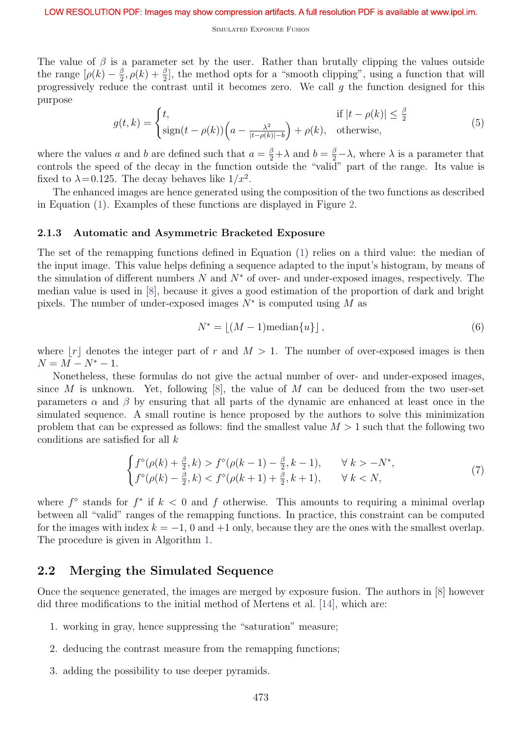The value of $\beta$ is a parameter set by the user. Rather than brutally clipping the values outside the range $[\rho(k) - \frac{\beta}{2}, \rho(k) + \frac{\beta}{2}]$, the method opts for a "smooth clipping", using a function that will progressively reduce the contrast until it becomes zero. We call $g$ the function designed for this purpose

$$g(t,k) = \begin{cases} t, & \text{if } |t - \rho(k)| \leq \frac{\beta}{2} \\ \text{sign}(t - \rho(k))\Big(a - \frac{\lambda^2}{|t-\rho(k)|-b}\Big) + \rho(k), & \text{otherwise,} \end{cases} \tag{5}$$

where the values $a$ and $b$ are defined such that $a = \frac{\beta}{2} + \lambda$ and $b = \frac{\beta}{2} - \lambda$, where $\lambda$ is a parameter that controls the speed of the decay in the function outside the "valid" part of the range. Its value is fixed to $\lambda = 0.125$. The decay behaves like $1/x^2$.

The enhanced images are hence generated using the composition of the two functions as described in Equation (1). Examples of these functions are displayed in Figure 2.

### 2.1.3 Automatic and Asymmetric Bracketed Exposure

The set of the remapping functions defined in Equation (1) relies on a third value: the median of the input image. This value helps defining a sequence adapted to the input's histogram, by means of the simulation of different numbers $N$ and $N^*$ of over- and under-exposed images, respectively. The median value is used in [8], because it gives a good estimation of the proportion of dark and bright pixels. The number of under-exposed images $N^*$ is computed using $M$ as

$$N^* = \lfloor (M-1)\text{median}\{u\} \rfloor, \tag{6}$$

where $\lfloor r \rfloor$ denotes the integer part of $r$ and $M > 1$. The number of over-exposed images is then $N = M - N^* - 1$.

Nonetheless, these formulas do not give the actual number of over- and under-exposed images, since $M$ is unknown. Yet, following [8], the value of $M$ can be deduced from the two user-set parameters $\alpha$ and $\beta$ by ensuring that all parts of the dynamic are enhanced at least once in the simulated sequence. A small routine is hence proposed by the authors to solve this minimization problem that can be expressed as follows: find the smallest value $M > 1$ such that the following two conditions are satisfied for all $k$

$$\begin{cases} f^\diamond(\rho(k) + \frac{\beta}{2}, k) > f^\diamond(\rho(k-1) - \frac{\beta}{2}, k-1), & \forall\, k > -N^*, \\ f^\diamond(\rho(k) - \frac{\beta}{2}, k) < f^\diamond(\rho(k+1) + \frac{\beta}{2}, k+1), & \forall\, k < N, \end{cases} \tag{7}$$

where $f^\diamond$ stands for $f^*$ if $k < 0$ and $f$ otherwise. This amounts to requiring a minimal overlap between all "valid" ranges of the remapping functions. In practice, this constraint can be computed for the images with index $k = -1$, $0$ and $+1$ only, because they are the ones with the smallest overlap. The procedure is given in Algorithm 1.

## 2.2 Merging the Simulated Sequence

Once the sequence generated, the images are merged by exposure fusion. The authors in [8] however did three modifications to the initial method of Mertens et al. [14], which are:

1. working in gray, hence suppressing the "saturation" measure;
2. deducing the contrast measure from the remapping functions;
3. adding the possibility to use deeper pyramids.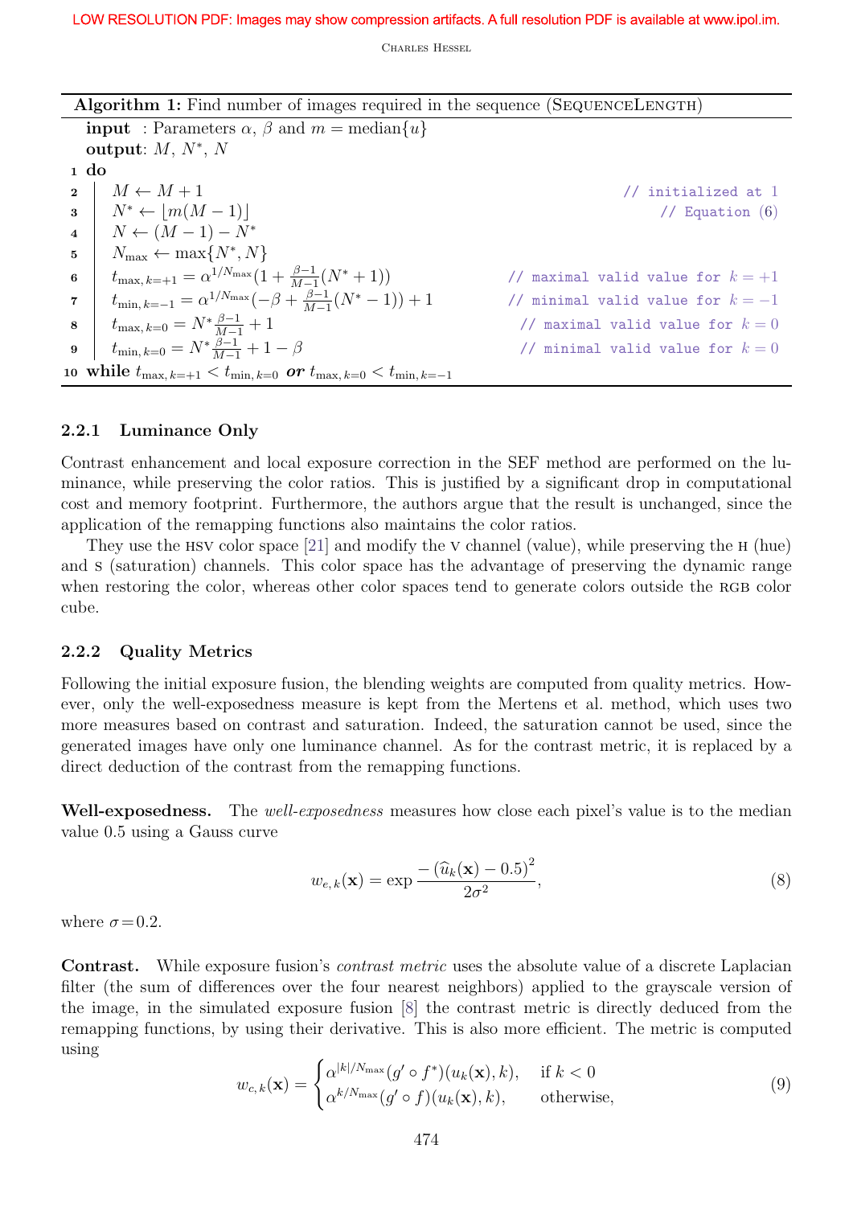**Algorithm 1:** Find number of images required in the sequence (SequenceLength)

```
input  : Parameters α, β and m = median{u}
output: M, N*, N
1  do
2  |  M ← M + 1                                                    // initialized at 1
3  |  N* ← ⌊m(M − 1)⌋                                              // Equation (6)
4  |  N ← (M − 1) − N*
5  |  N_max ← max{N*, N}
6  |  t_max,k=+1 = α^(1/N_max)(1 + (β−1)/(M−1)(N* + 1))            // maximal valid value for k = +1
7  |  t_min,k=−1 = α^(1/N_max)(−β + (β−1)/(M−1)(N* − 1)) + 1       // minimal valid value for k = −1
8  |  t_max,k=0 = N* (β−1)/(M−1) + 1                                // maximal valid value for k = 0
9  |  t_min,k=0 = N* (β−1)/(M−1) + 1 − β                            // minimal valid value for k = 0
10 while t_max,k=+1 < t_min,k=0 or t_max,k=0 < t_min,k=−1
```

### 2.2.1 Luminance Only

Contrast enhancement and local exposure correction in the SEF method are performed on the luminance, while preserving the color ratios. This is justified by a significant drop in computational cost and memory footprint. Furthermore, the authors argue that the result is unchanged, since the application of the remapping functions also maintains the color ratios.

They use the HSV color space [21] and modify the V channel (value), while preserving the H (hue) and S (saturation) channels. This color space has the advantage of preserving the dynamic range when restoring the color, whereas other color spaces tend to generate colors outside the RGB color cube.

### 2.2.2 Quality Metrics

Following the initial exposure fusion, the blending weights are computed from quality metrics. However, only the well-exposedness measure is kept from the Mertens et al. method, which uses two more measures based on contrast and saturation. Indeed, the saturation cannot be used, since the generated images have only one luminance channel. As for the contrast metric, it is replaced by a direct deduction of the contrast from the remapping functions.

**Well-exposedness.** The *well-exposedness* measures how close each pixel's value is to the median value 0.5 using a Gauss curve

$$w_{e,k}(\mathbf{x}) = \exp \frac{-\left(\widehat{u}_k(\mathbf{x}) - 0.5\right)^2}{2\sigma^2}, \tag{8}$$

where $\sigma = 0.2$.

**Contrast.** While exposure fusion's *contrast metric* uses the absolute value of a discrete Laplacian filter (the sum of differences over the four nearest neighbors) applied to the grayscale version of the image, in the simulated exposure fusion [8] the contrast metric is directly deduced from the remapping functions, by using their derivative. This is also more efficient. The metric is computed using

$$w_{c,k}(\mathbf{x}) = \begin{cases} \alpha^{|k|/N_{\max}}(g' \circ f^*)(u_k(\mathbf{x}), k), & \text{if } k < 0 \\ \alpha^{k/N_{\max}}(g' \circ f)(u_k(\mathbf{x}), k), & \text{otherwise,} \end{cases} \tag{9}$$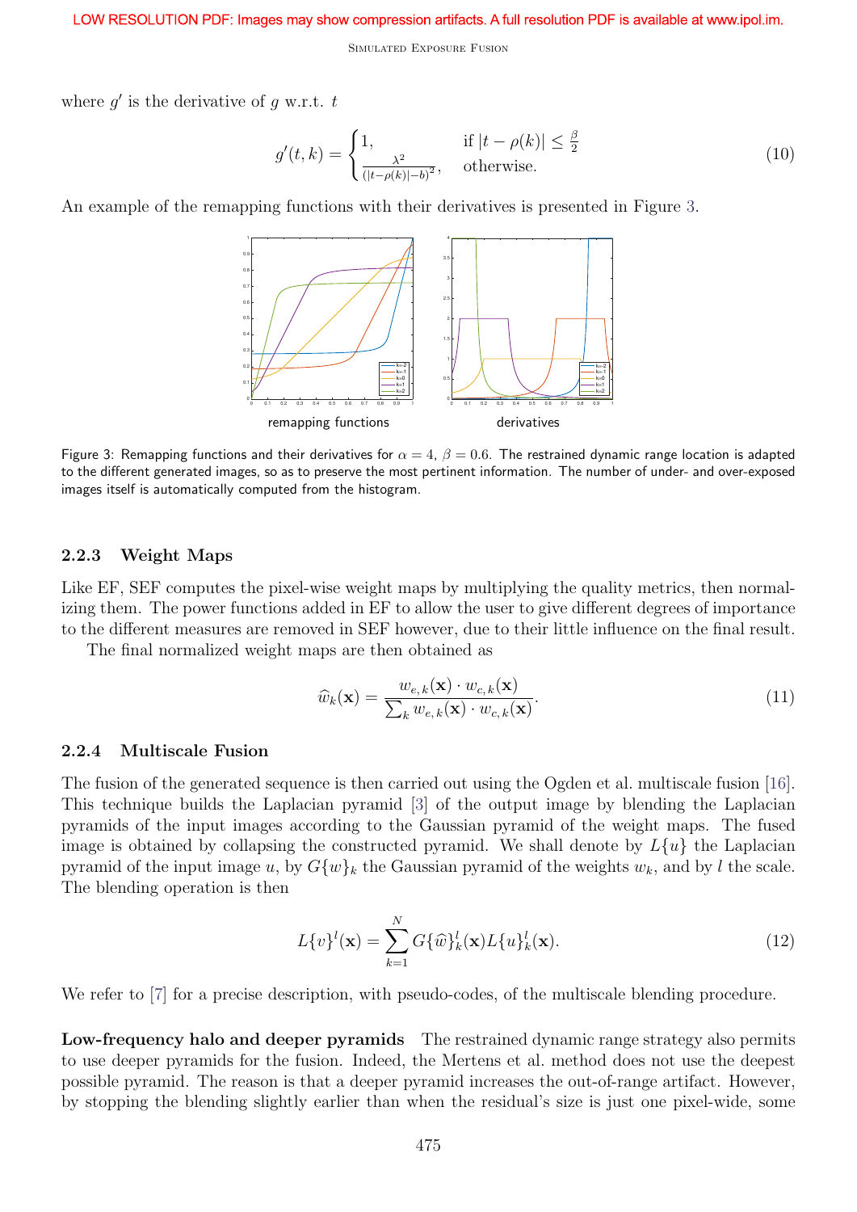LOW RESOLUTION PDF: Images may show compression artifacts. A full resolution PDF is available at www.ipol.im.

where $g'$ is the derivative of $g$ w.r.t. $t$

$$g'(t, k) = \begin{cases} 1, & \text{if } |t - \rho(k)| \leq \frac{\beta}{2} \\ \frac{\lambda^2}{(|t-\rho(k)|-b)^2}, & \text{otherwise.} \end{cases} \tag{10}$$

An example of the remapping functions with their derivatives is presented in Figure 3.

remapping functions derivatives

Figure 3: Remapping functions and their derivatives for $\alpha = 4$, $\beta = 0.6$. The restrained dynamic range location is adapted to the different generated images, so as to preserve the most pertinent information. The number of under- and over-exposed images itself is automatically computed from the histogram.

### 2.2.3 Weight Maps

Like EF, SEF computes the pixel-wise weight maps by multiplying the quality metrics, then normalizing them. The power functions added in EF to allow the user to give different degrees of importance to the different measures are removed in SEF however, due to their little influence on the final result.

The final normalized weight maps are then obtained as

$$\widehat{w}_k(\mathbf{x}) = \frac{w_{e,k}(\mathbf{x}) \cdot w_{c,k}(\mathbf{x})}{\sum_k w_{e,k}(\mathbf{x}) \cdot w_{c,k}(\mathbf{x})}. \tag{11}$$

### 2.2.4 Multiscale Fusion

The fusion of the generated sequence is then carried out using the Ogden et al. multiscale fusion [16]. This technique builds the Laplacian pyramid [3] of the output image by blending the Laplacian pyramids of the input images according to the Gaussian pyramid of the weight maps. The fused image is obtained by collapsing the constructed pyramid. We shall denote by $L\{u\}$ the Laplacian pyramid of the input image $u$, by $G\{w\}_k$ the Gaussian pyramid of the weights $w_k$, and by $l$ the scale. The blending operation is then

$$L\{v\}^l(\mathbf{x}) = \sum_{k=1}^{N} G\{\widehat{w}\}_k^l(\mathbf{x}) L\{u\}_k^l(\mathbf{x}). \tag{12}$$

We refer to [7] for a precise description, with pseudo-codes, of the multiscale blending procedure.

**Low-frequency halo and deeper pyramids** The restrained dynamic range strategy also permits to use deeper pyramids for the fusion. Indeed, the Mertens et al. method does not use the deepest possible pyramid. The reason is that a deeper pyramid increases the out-of-range artifact. However, by stopping the blending slightly earlier than when the residual's size is just one pixel-wide, some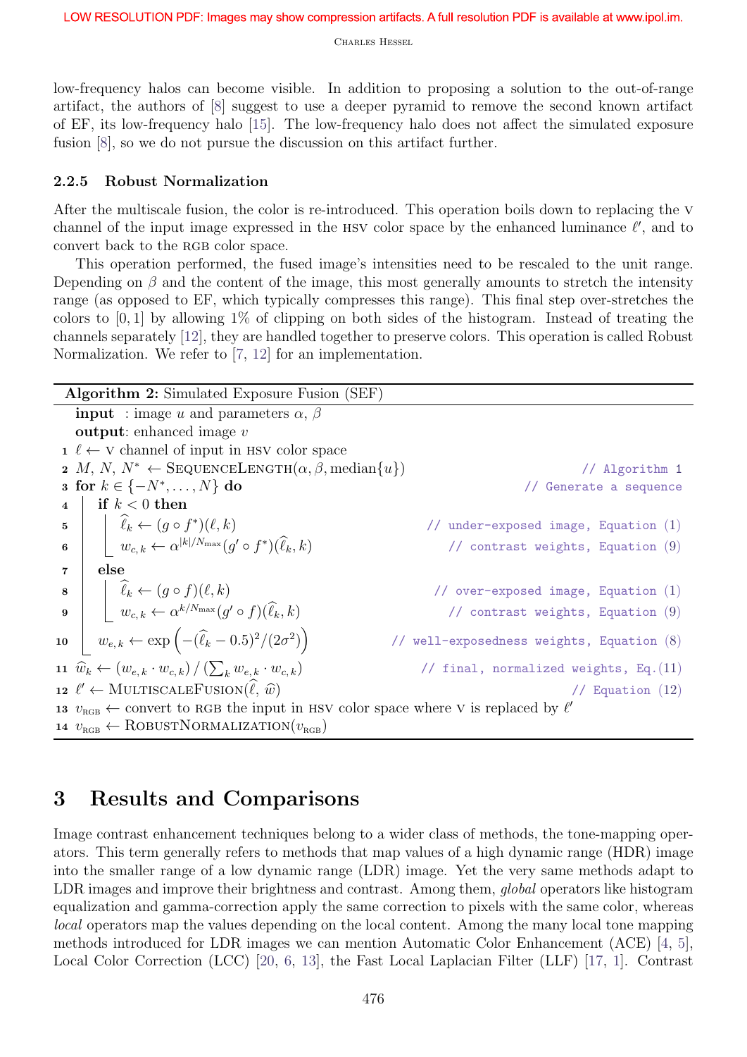low-frequency halos can become visible. In addition to proposing a solution to the out-of-range artifact, the authors of [8] suggest to use a deeper pyramid to remove the second known artifact of EF, its low-frequency halo [15]. The low-frequency halo does not affect the simulated exposure fusion [8], so we do not pursue the discussion on this artifact further.

### 2.2.5 Robust Normalization

After the multiscale fusion, the color is re-introduced. This operation boils down to replacing the V channel of the input image expressed in the HSV color space by the enhanced luminance $\ell'$, and to convert back to the RGB color space.

This operation performed, the fused image's intensities need to be rescaled to the unit range. Depending on $\beta$ and the content of the image, this most generally amounts to stretch the intensity range (as opposed to EF, which typically compresses this range). This final step over-stretches the colors to $[0, 1]$ by allowing 1% of clipping on both sides of the histogram. Instead of treating the channels separately [12], they are handled together to preserve colors. This operation is called Robust Normalization. We refer to [7, 12] for an implementation.

**Algorithm 2:** Simulated Exposure Fusion (SEF)

```
input  : image u and parameters α, β
output: enhanced image v
1  ℓ ← V channel of input in HSV color space
2  M, N, N* ← SequenceLength(α, β, median{u})                  // Algorithm 1
3  for k ∈ {−N*, ..., N} do                                     // Generate a sequence
4      if k < 0 then
5          ℓ̂_k ← (g ∘ f*)(ℓ, k)                                 // under-exposed image, Equation (1)
6          w_{c,k} ← α^{|k|/N_max} (g' ∘ f*)(ℓ̂_k, k)            // contrast weights, Equation (9)
7      else
8          ℓ̂_k ← (g ∘ f)(ℓ, k)                                  // over-exposed image, Equation (1)
9          w_{c,k} ← α^{k/N_max} (g' ∘ f)(ℓ̂_k, k)               // contrast weights, Equation (9)
10     w_{e,k} ← exp(−(ℓ̂_k − 0.5)² / (2σ²))                     // well-exposedness weights, Equation (8)
11 ŵ_k ← (w_{e,k} · w_{c,k}) / (Σ_k w_{e,k} · w_{c,k})          // final, normalized weights, Eq.(11)
12 ℓ' ← MultiscaleFusion(ℓ̂, ŵ)                                  // Equation (12)
13 v_RGB ← convert to RGB the input in HSV color space where V is replaced by ℓ'
14 v_RGB ← RobustNormalization(v_RGB)
```

# 3 Results and Comparisons

Image contrast enhancement techniques belong to a wider class of methods, the tone-mapping operators. This term generally refers to methods that map values of a high dynamic range (HDR) image into the smaller range of a low dynamic range (LDR) image. Yet the very same methods adapt to LDR images and improve their brightness and contrast. Among them, *global* operators like histogram equalization and gamma-correction apply the same correction to pixels with the same color, whereas *local* operators map the values depending on the local content. Among the many local tone mapping methods introduced for LDR images we can mention Automatic Color Enhancement (ACE) [4, 5], Local Color Correction (LCC) [20, 6, 13], the Fast Local Laplacian Filter (LLF) [17, 1]. Contrast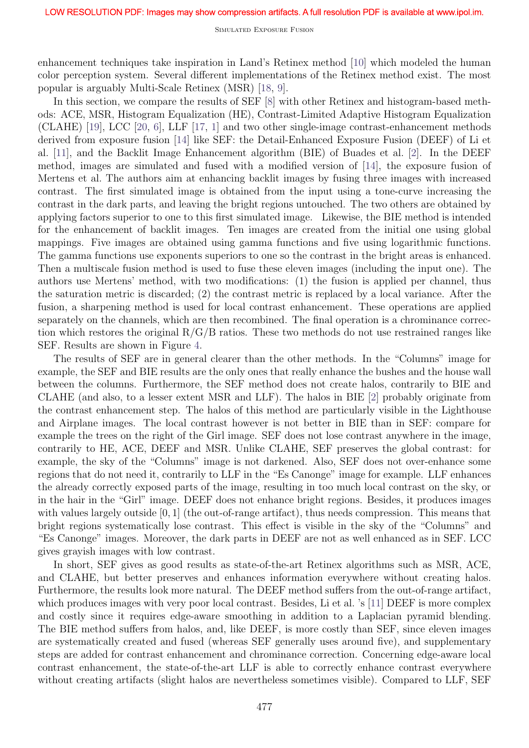enhancement techniques take inspiration in Land's Retinex method [10] which modeled the human color perception system. Several different implementations of the Retinex method exist. The most popular is arguably Multi-Scale Retinex (MSR) [18, 9].

In this section, we compare the results of SEF [8] with other Retinex and histogram-based methods: ACE, MSR, Histogram Equalization (HE), Contrast-Limited Adaptive Histogram Equalization (CLAHE) [19], LCC [20, 6], LLF [17, 1] and two other single-image contrast-enhancement methods derived from exposure fusion [14] like SEF: the Detail-Enhanced Exposure Fusion (DEEF) of Li et al. [11], and the Backlit Image Enhancement algorithm (BIE) of Buades et al. [2]. In the DEEF method, images are simulated and fused with a modified version of [14], the exposure fusion of Mertens et al. The authors aim at enhancing backlit images by fusing three images with increased contrast. The first simulated image is obtained from the input using a tone-curve increasing the contrast in the dark parts, and leaving the bright regions untouched. The two others are obtained by applying factors superior to one to this first simulated image. Likewise, the BIE method is intended for the enhancement of backlit images. Ten images are created from the initial one using global mappings. Five images are obtained using gamma functions and five using logarithmic functions. The gamma functions use exponents superiors to one so the contrast in the bright areas is enhanced. Then a multiscale fusion method is used to fuse these eleven images (including the input one). The authors use Mertens' method, with two modifications: (1) the fusion is applied per channel, thus the saturation metric is discarded; (2) the contrast metric is replaced by a local variance. After the fusion, a sharpening method is used for local contrast enhancement. These operations are applied separately on the channels, which are then recombined. The final operation is a chrominance correction which restores the original R/G/B ratios. These two methods do not use restrained ranges like SEF. Results are shown in Figure 4.

The results of SEF are in general clearer than the other methods. In the "Columns" image for example, the SEF and BIE results are the only ones that really enhance the bushes and the house wall between the columns. Furthermore, the SEF method does not create halos, contrarily to BIE and CLAHE (and also, to a lesser extent MSR and LLF). The halos in BIE [2] probably originate from the contrast enhancement step. The halos of this method are particularly visible in the Lighthouse and Airplane images. The local contrast however is not better in BIE than in SEF: compare for example the trees on the right of the Girl image. SEF does not lose contrast anywhere in the image, contrarily to HE, ACE, DEEF and MSR. Unlike CLAHE, SEF preserves the global contrast: for example, the sky of the "Columns" image is not darkened. Also, SEF does not over-enhance some regions that do not need it, contrarily to LLF in the "Es Canonge" image for example. LLF enhances the already correctly exposed parts of the image, resulting in too much local contrast on the sky, or in the hair in the "Girl" image. DEEF does not enhance bright regions. Besides, it produces images with values largely outside $[0, 1]$ (the out-of-range artifact), thus needs compression. This means that bright regions systematically lose contrast. This effect is visible in the sky of the "Columns" and "Es Canonge" images. Moreover, the dark parts in DEEF are not as well enhanced as in SEF. LCC gives grayish images with low contrast.

In short, SEF gives as good results as state-of-the-art Retinex algorithms such as MSR, ACE, and CLAHE, but better preserves and enhances information everywhere without creating halos. Furthermore, the results look more natural. The DEEF method suffers from the out-of-range artifact, which produces images with very poor local contrast. Besides, Li et al. 's [11] DEEF is more complex and costly since it requires edge-aware smoothing in addition to a Laplacian pyramid blending. The BIE method suffers from halos, and, like DEEF, is more costly than SEF, since eleven images are systematically created and fused (whereas SEF generally uses around five), and supplementary steps are added for contrast enhancement and chrominance correction. Concerning edge-aware local contrast enhancement, the state-of-the-art LLF is able to correctly enhance contrast everywhere without creating artifacts (slight halos are nevertheless sometimes visible). Compared to LLF, SEF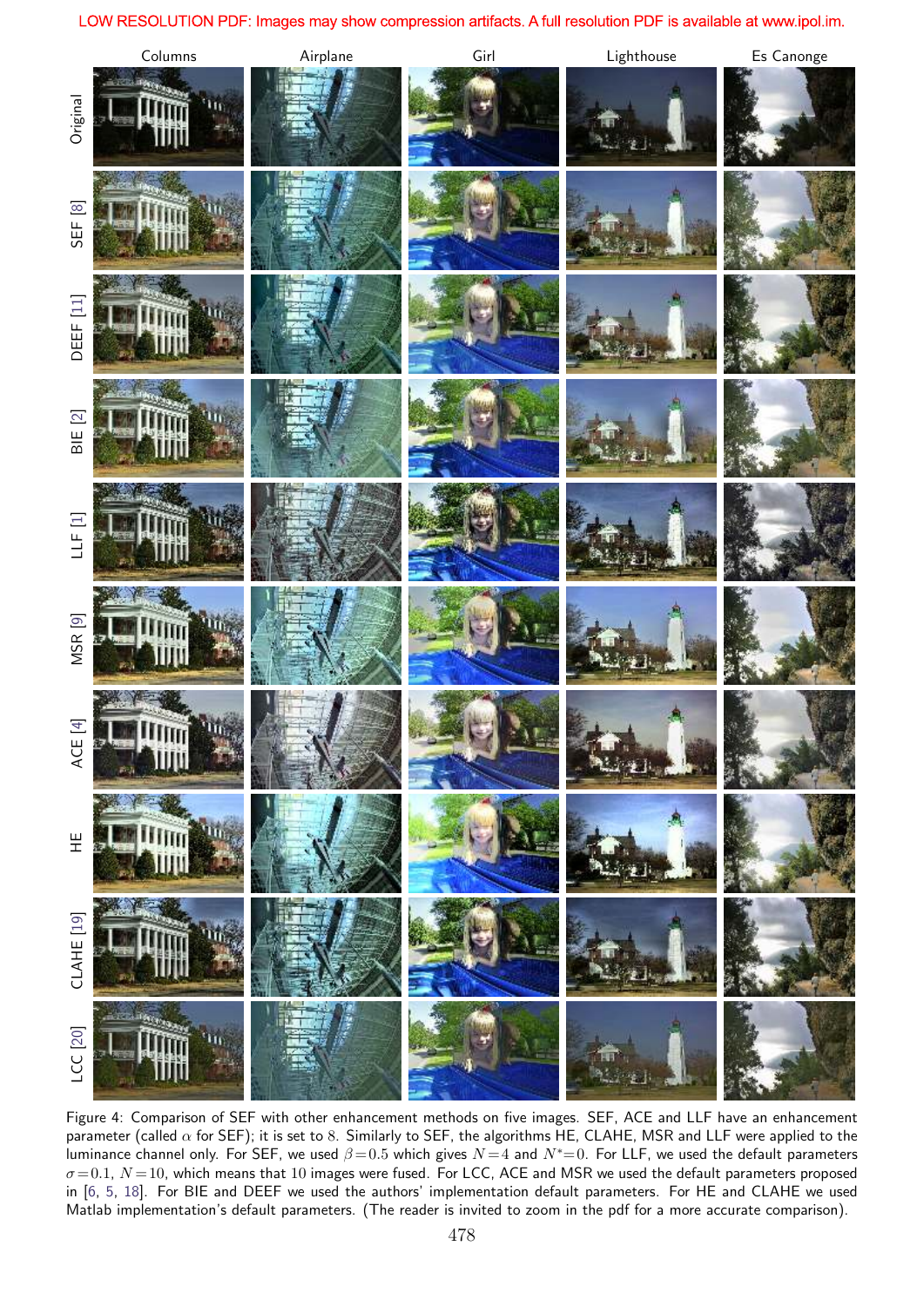LOW RESOLUTION PDF: Images may show compression artifacts. A full resolution PDF is available at www.ipol.im.

Figure 4: Comparison of SEF with other enhancement methods on five images. SEF, ACE and LLF have an enhancement parameter (called $\alpha$ for SEF); it is set to 8. Similarly to SEF, the algorithms HE, CLAHE, MSR and LLF were applied to the luminance channel only. For SEF, we used $\beta = 0.5$ which gives $N = 4$ and $N^* = 0$. For LLF, we used the default parameters $\sigma = 0.1$, $N = 10$, which means that 10 images were fused. For LCC, ACE and MSR we used the default parameters proposed in [6, 5, 18]. For BIE and DEEF we used the authors' implementation default parameters. For HE and CLAHE we used Matlab implementation's default parameters. (The reader is invited to zoom in the pdf for a more accurate comparison).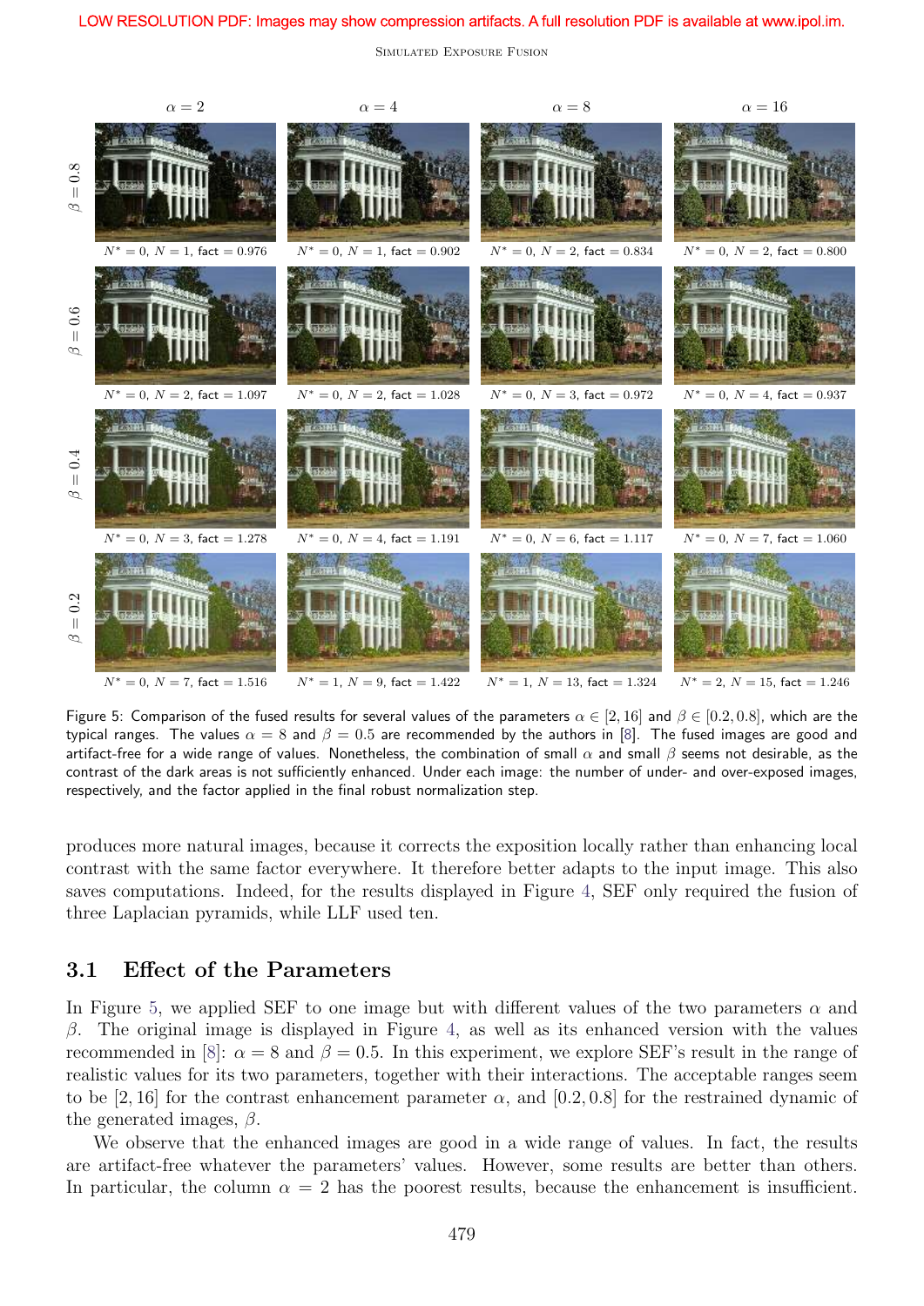LOW RESOLUTION PDF: Images may show compression artifacts. A full resolution PDF is available at www.ipol.im.

| | $\alpha = 2$ | $\alpha = 4$ | $\alpha = 8$ | $\alpha = 16$ |
|---|---|---|---|---|
| $\beta = 0.8$ | $N^* = 0$, $N = 1$, fact $= 0.976$ | $N^* = 0$, $N = 1$, fact $= 0.902$ | $N^* = 0$, $N = 2$, fact $= 0.834$ | $N^* = 0$, $N = 2$, fact $= 0.800$ |
| $\beta = 0.6$ | $N^* = 0$, $N = 2$, fact $= 1.097$ | $N^* = 0$, $N = 2$, fact $= 1.028$ | $N^* = 0$, $N = 3$, fact $= 0.972$ | $N^* = 0$, $N = 4$, fact $= 0.937$ |
| $\beta = 0.4$ | $N^* = 0$, $N = 3$, fact $= 1.278$ | $N^* = 0$, $N = 4$, fact $= 1.191$ | $N^* = 0$, $N = 6$, fact $= 1.117$ | $N^* = 0$, $N = 7$, fact $= 1.060$ |
| $\beta = 0.2$ | $N^* = 0$, $N = 7$, fact $= 1.516$ | $N^* = 1$, $N = 9$, fact $= 1.422$ | $N^* = 1$, $N = 13$, fact $= 1.324$ | $N^* = 2$, $N = 15$, fact $= 1.246$ |

Figure 5: Comparison of the fused results for several values of the parameters $\alpha \in [2, 16]$ and $\beta \in [0.2, 0.8]$, which are the typical ranges. The values $\alpha = 8$ and $\beta = 0.5$ are recommended by the authors in [8]. The fused images are good and artifact-free for a wide range of values. Nonetheless, the combination of small $\alpha$ and small $\beta$ seems not desirable, as the contrast of the dark areas is not sufficiently enhanced. Under each image: the number of under- and over-exposed images, respectively, and the factor applied in the final robust normalization step.

produces more natural images, because it corrects the exposition locally rather than enhancing local contrast with the same factor everywhere. It therefore better adapts to the input image. This also saves computations. Indeed, for the results displayed in Figure 4, SEF only required the fusion of three Laplacian pyramids, while LLF used ten.

## 3.1 Effect of the Parameters

In Figure 5, we applied SEF to one image but with different values of the two parameters $\alpha$ and $\beta$. The original image is displayed in Figure 4, as well as its enhanced version with the values recommended in [8]: $\alpha = 8$ and $\beta = 0.5$. In this experiment, we explore SEF's result in the range of realistic values for its two parameters, together with their interactions. The acceptable ranges seem to be $[2, 16]$ for the contrast enhancement parameter $\alpha$, and $[0.2, 0.8]$ for the restrained dynamic of the generated images, $\beta$.

We observe that the enhanced images are good in a wide range of values. In fact, the results are artifact-free whatever the parameters' values. However, some results are better than others. In particular, the column $\alpha = 2$ has the poorest results, because the enhancement is insufficient.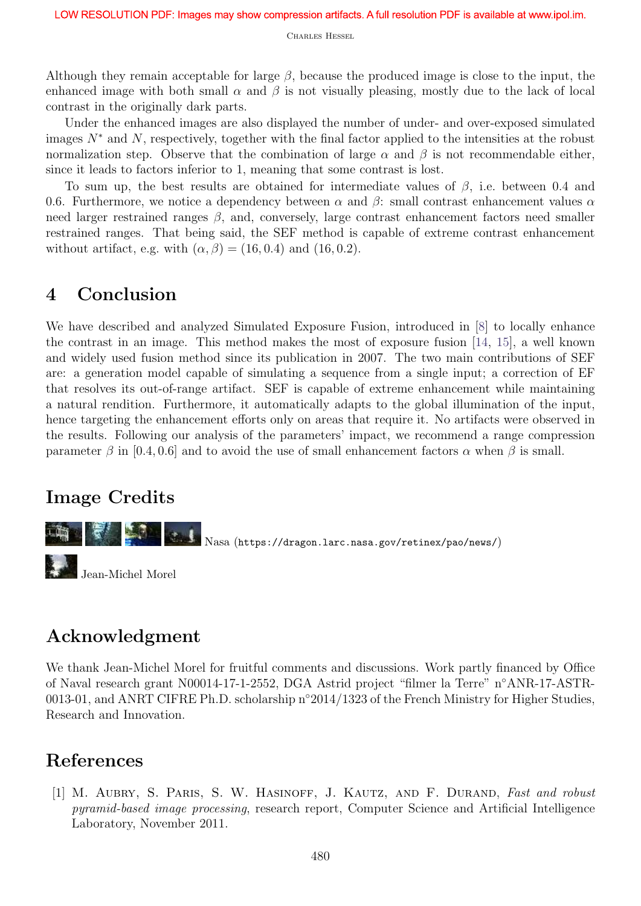Although they remain acceptable for large $\beta$, because the produced image is close to the input, the enhanced image with both small $\alpha$ and $\beta$ is not visually pleasing, mostly due to the lack of local contrast in the originally dark parts.

Under the enhanced images are also displayed the number of under- and over-exposed simulated images $N^*$ and $N$, respectively, together with the final factor applied to the intensities at the robust normalization step. Observe that the combination of large $\alpha$ and $\beta$ is not recommendable either, since it leads to factors inferior to 1, meaning that some contrast is lost.

To sum up, the best results are obtained for intermediate values of $\beta$, i.e. between 0.4 and 0.6. Furthermore, we notice a dependency between $\alpha$ and $\beta$: small contrast enhancement values $\alpha$ need larger restrained ranges $\beta$, and, conversely, large contrast enhancement factors need smaller restrained ranges. That being said, the SEF method is capable of extreme contrast enhancement without artifact, e.g. with $(\alpha, \beta) = (16, 0.4)$ and $(16, 0.2)$.

## 4 Conclusion

We have described and analyzed Simulated Exposure Fusion, introduced in [8] to locally enhance the contrast in an image. This method makes the most of exposure fusion [14, 15], a well known and widely used fusion method since its publication in 2007. The two main contributions of SEF are: a generation model capable of simulating a sequence from a single input; a correction of EF that resolves its out-of-range artifact. SEF is capable of extreme enhancement while maintaining a natural rendition. Furthermore, it automatically adapts to the global illumination of the input, hence targeting the enhancement efforts only on areas that require it. No artifacts were observed in the results. Following our analysis of the parameters' impact, we recommend a range compression parameter $\beta$ in $[0.4, 0.6]$ and to avoid the use of small enhancement factors $\alpha$ when $\beta$ is small.

## Image Credits

Nasa (https://dragon.larc.nasa.gov/retinex/pao/news/)

Jean-Michel Morel

## Acknowledgment

We thank Jean-Michel Morel for fruitful comments and discussions. Work partly financed by Office of Naval research grant N00014-17-1-2552, DGA Astrid project "filmer la Terre" n°ANR-17-ASTR-0013-01, and ANRT CIFRE Ph.D. scholarship n°2014/1323 of the French Ministry for Higher Studies, Research and Innovation.

## References

[1] M. Aubry, S. Paris, S. W. Hasinoff, J. Kautz, and F. Durand, *Fast and robust pyramid-based image processing*, research report, Computer Science and Artificial Intelligence Laboratory, November 2011.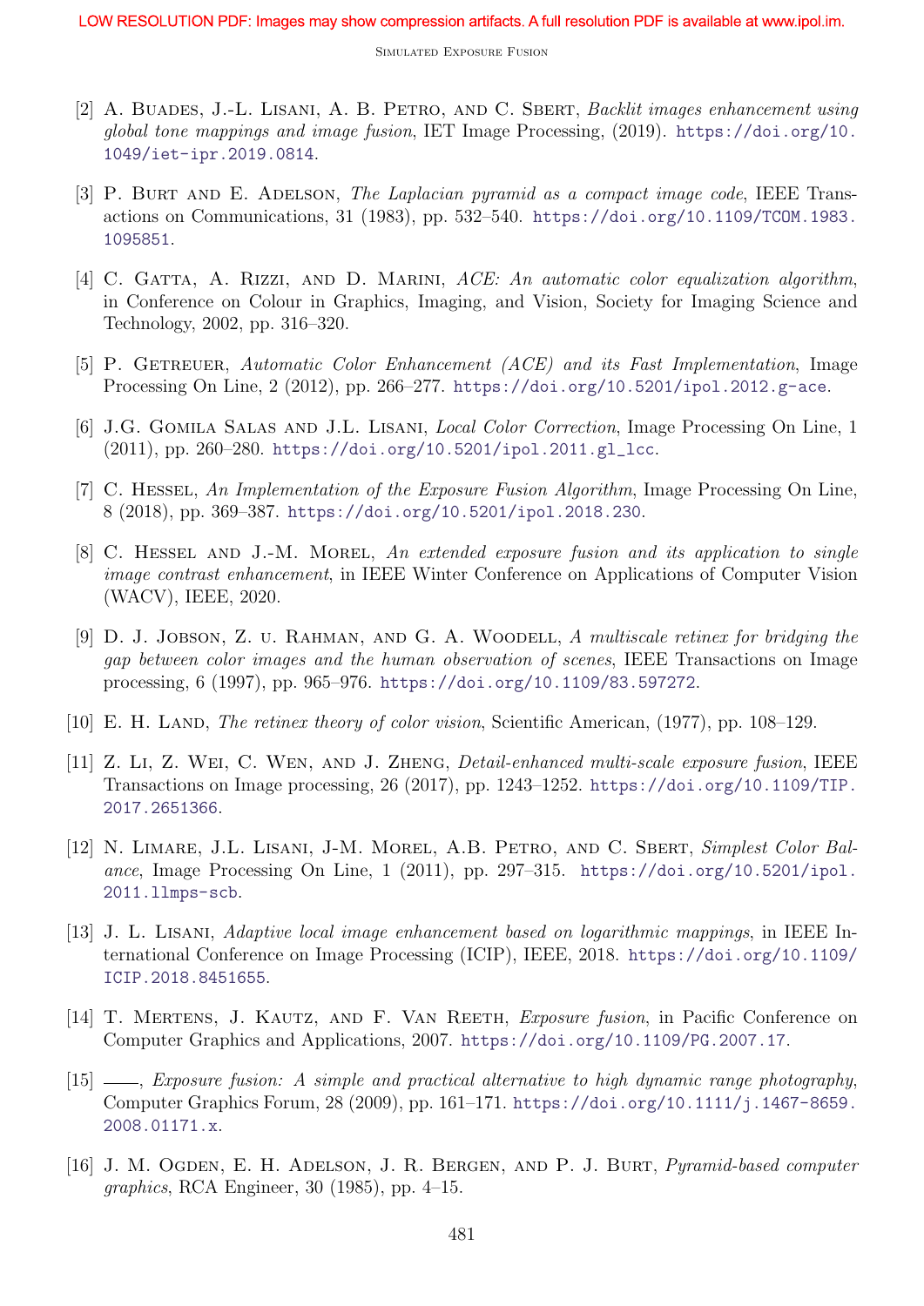[2] A. Buades, J.-L. Lisani, A. B. Petro, and C. Sbert, *Backlit images enhancement using global tone mappings and image fusion*, IET Image Processing, (2019). https://doi.org/10.1049/iet-ipr.2019.0814.

[3] P. Burt and E. Adelson, *The Laplacian pyramid as a compact image code*, IEEE Transactions on Communications, 31 (1983), pp. 532–540. https://doi.org/10.1109/TCOM.1983.1095851.

[4] C. Gatta, A. Rizzi, and D. Marini, *ACE: An automatic color equalization algorithm*, in Conference on Colour in Graphics, Imaging, and Vision, Society for Imaging Science and Technology, 2002, pp. 316–320.

[5] P. Getreuer, *Automatic Color Enhancement (ACE) and its Fast Implementation*, Image Processing On Line, 2 (2012), pp. 266–277. https://doi.org/10.5201/ipol.2012.g-ace.

[6] J.G. Gomila Salas and J.L. Lisani, *Local Color Correction*, Image Processing On Line, 1 (2011), pp. 260–280. https://doi.org/10.5201/ipol.2011.gl_lcc.

[7] C. Hessel, *An Implementation of the Exposure Fusion Algorithm*, Image Processing On Line, 8 (2018), pp. 369–387. https://doi.org/10.5201/ipol.2018.230.

[8] C. Hessel and J.-M. Morel, *An extended exposure fusion and its application to single image contrast enhancement*, in IEEE Winter Conference on Applications of Computer Vision (WACV), IEEE, 2020.

[9] D. J. Jobson, Z. u. Rahman, and G. A. Woodell, *A multiscale retinex for bridging the gap between color images and the human observation of scenes*, IEEE Transactions on Image processing, 6 (1997), pp. 965–976. https://doi.org/10.1109/83.597272.

[10] E. H. Land, *The retinex theory of color vision*, Scientific American, (1977), pp. 108–129.

[11] Z. Li, Z. Wei, C. Wen, and J. Zheng, *Detail-enhanced multi-scale exposure fusion*, IEEE Transactions on Image processing, 26 (2017), pp. 1243–1252. https://doi.org/10.1109/TIP.2017.2651366.

[12] N. Limare, J.L. Lisani, J-M. Morel, A.B. Petro, and C. Sbert, *Simplest Color Balance*, Image Processing On Line, 1 (2011), pp. 297–315. https://doi.org/10.5201/ipol.2011.llmps-scb.

[13] J. L. Lisani, *Adaptive local image enhancement based on logarithmic mappings*, in IEEE International Conference on Image Processing (ICIP), IEEE, 2018. https://doi.org/10.1109/ICIP.2018.8451655.

[14] T. Mertens, J. Kautz, and F. Van Reeth, *Exposure fusion*, in Pacific Conference on Computer Graphics and Applications, 2007. https://doi.org/10.1109/PG.2007.17.

[15] ——, *Exposure fusion: A simple and practical alternative to high dynamic range photography*, Computer Graphics Forum, 28 (2009), pp. 161–171. https://doi.org/10.1111/j.1467-8659.2008.01171.x.

[16] J. M. Ogden, E. H. Adelson, J. R. Bergen, and P. J. Burt, *Pyramid-based computer graphics*, RCA Engineer, 30 (1985), pp. 4–15.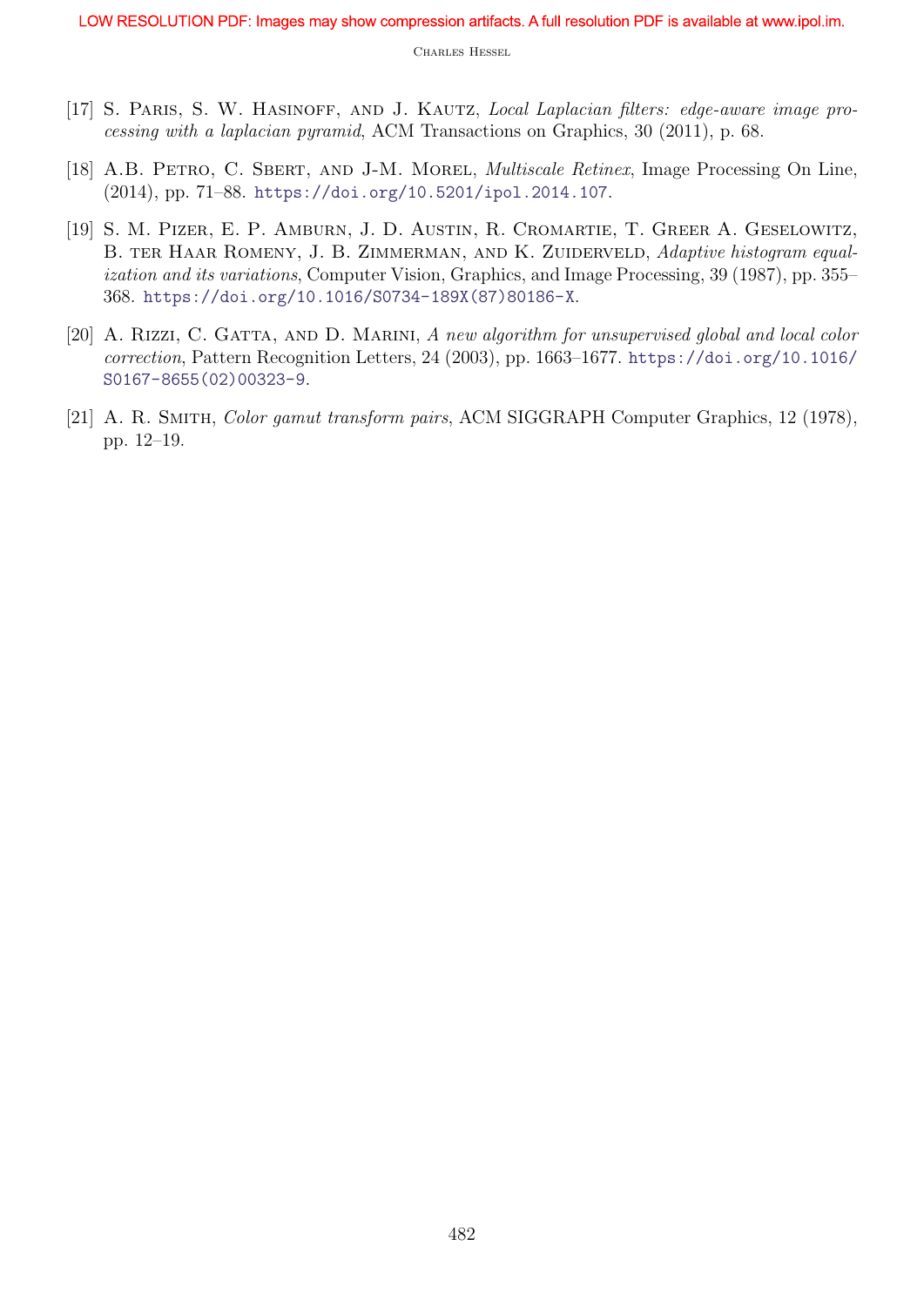[17] S. Paris, S. W. Hasinoff, and J. Kautz, *Local Laplacian filters: edge-aware image processing with a laplacian pyramid*, ACM Transactions on Graphics, 30 (2011), p. 68.

[18] A.B. Petro, C. Sbert, and J-M. Morel, *Multiscale Retinex*, Image Processing On Line, (2014), pp. 71–88. https://doi.org/10.5201/ipol.2014.107.

[19] S. M. Pizer, E. P. Amburn, J. D. Austin, R. Cromartie, T. Greer A. Geselowitz, B. ter Haar Romeny, J. B. Zimmerman, and K. Zuiderveld, *Adaptive histogram equalization and its variations*, Computer Vision, Graphics, and Image Processing, 39 (1987), pp. 355–368. https://doi.org/10.1016/S0734-189X(87)80186-X.

[20] A. Rizzi, C. Gatta, and D. Marini, *A new algorithm for unsupervised global and local color correction*, Pattern Recognition Letters, 24 (2003), pp. 1663–1677. https://doi.org/10.1016/S0167-8655(02)00323-9.

[21] A. R. Smith, *Color gamut transform pairs*, ACM SIGGRAPH Computer Graphics, 12 (1978), pp. 12–19.